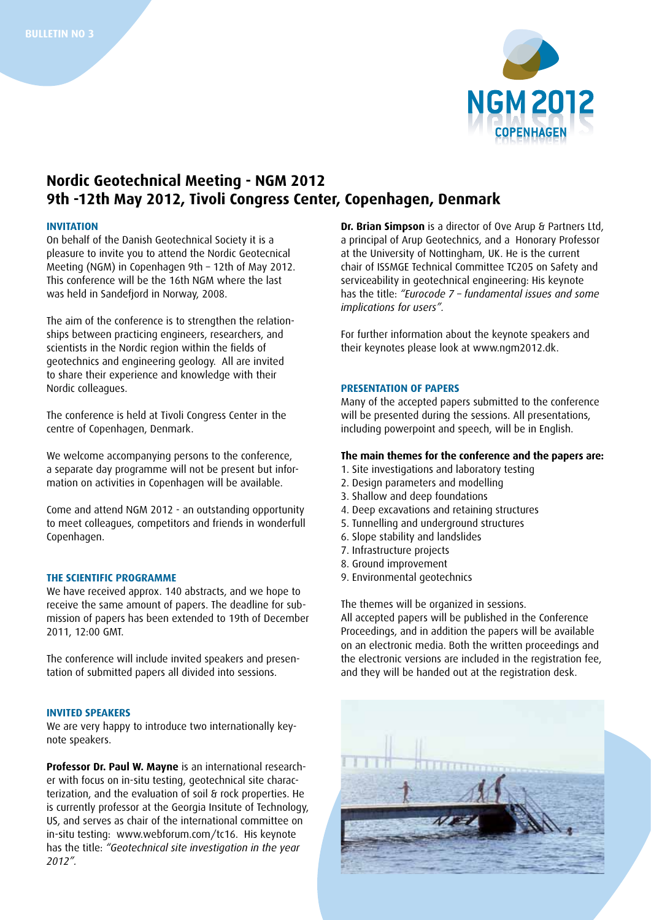# Nordic Geotechnical Meeting - NGM 2012
# 9th -12th May 2012, Tivoli Congress Center, Copenhagen, Denmark

## INVITATION

On behalf of the Danish Geotechnical Society it is a pleasure to invite you to attend the Nordic Geotecnical Meeting (NGM) in Copenhagen 9th – 12th of May 2012. This conference will be the 16th NGM where the last was held in Sandefjord in Norway, 2008.

The aim of the conference is to strengthen the relationships between practicing engineers, researchers, and scientists in the Nordic region within the fields of geotechnics and engineering geology. All are invited to share their experience and knowledge with their Nordic colleagues.

The conference is held at Tivoli Congress Center in the centre of Copenhagen, Denmark.

We welcome accompanying persons to the conference, a separate day programme will not be present but information on activities in Copenhagen will be available.

Come and attend NGM 2012 - an outstanding opportunity to meet colleagues, competitors and friends in wonderfull Copenhagen.

## THE SCIENTIFIC PROGRAMME

We have received approx. 140 abstracts, and we hope to receive the same amount of papers. The deadline for submission of papers has been extended to 19th of December 2011, 12:00 GMT.

The conference will include invited speakers and presentation of submitted papers all divided into sessions.

## INVITED SPEAKERS

We are very happy to introduce two internationally keynote speakers.

**Professor Dr. Paul W. Mayne** is an international researcher with focus on in-situ testing, geotechnical site characterization, and the evaluation of soil & rock properties. He is currently professor at the Georgia Insitute of Technology, US, and serves as chair of the international committee on in-situ testing: www.webforum.com/tc16. His keynote has the title: *"Geotechnical site investigation in the year 2012"*.

**Dr. Brian Simpson** is a director of Ove Arup & Partners Ltd, a principal of Arup Geotechnics, and a Honorary Professor at the University of Nottingham, UK. He is the current chair of ISSMGE Technical Committee TC205 on Safety and serviceability in geotechnical engineering: His keynote has the title: *"Eurocode 7 – fundamental issues and some implications for users"*.

For further information about the keynote speakers and their keynotes please look at www.ngm2012.dk.

## PRESENTATION OF PAPERS

Many of the accepted papers submitted to the conference will be presented during the sessions. All presentations, including powerpoint and speech, will be in English.

**The main themes for the conference and the papers are:**

1. Site investigations and laboratory testing
2. Design parameters and modelling
3. Shallow and deep foundations
4. Deep excavations and retaining structures
5. Tunnelling and underground structures
6. Slope stability and landslides
7. Infrastructure projects
8. Ground improvement
9. Environmental geotechnics

The themes will be organized in sessions.
All accepted papers will be published in the Conference Proceedings, and in addition the papers will be available on an electronic media. Both the written proceedings and the electronic versions are included in the registration fee, and they will be handed out at the registration desk.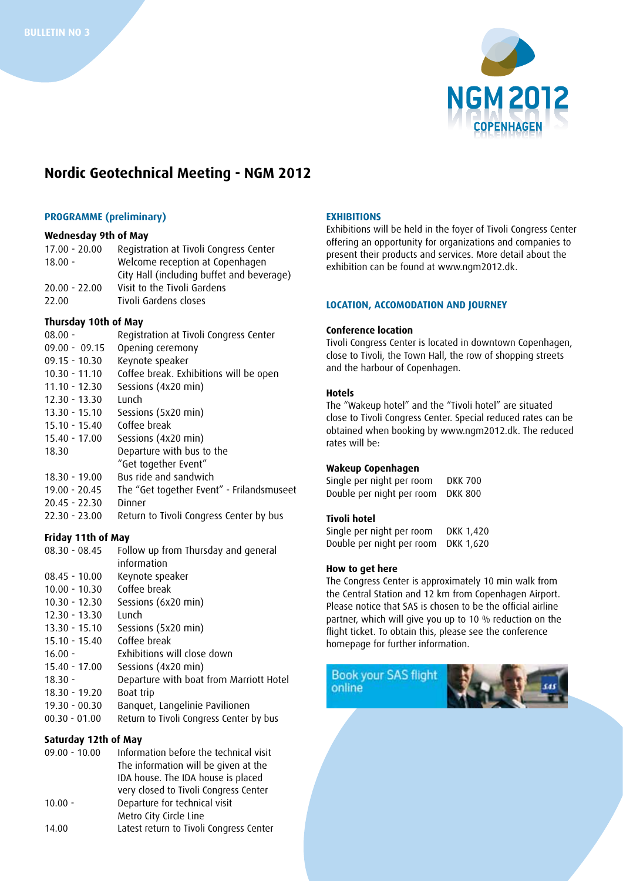# Nordic Geotechnical Meeting - NGM 2012

## PROGRAMME (preliminary)

### Wednesday 9th of May

| | |
|---|---|
| 17.00 - 20.00 | Registration at Tivoli Congress Center |
| 18.00 - | Welcome reception at Copenhagen City Hall (including buffet and beverage) |
| 20.00 - 22.00 | Visit to the Tivoli Gardens |
| 22.00 | Tivoli Gardens closes |

### Thursday 10th of May

| | |
|---|---|
| 08.00 - | Registration at Tivoli Congress Center |
| 09.00 - 09.15 | Opening ceremony |
| 09.15 - 10.30 | Keynote speaker |
| 10.30 - 11.10 | Coffee break. Exhibitions will be open |
| 11.10 - 12.30 | Sessions (4x20 min) |
| 12.30 - 13.30 | Lunch |
| 13.30 - 15.10 | Sessions (5x20 min) |
| 15.10 - 15.40 | Coffee break |
| 15.40 - 17.00 | Sessions (4x20 min) |
| 18.30 | Departure with bus to the "Get together Event" |
| 18.30 - 19.00 | Bus ride and sandwich |
| 19.00 - 20.45 | The "Get together Event" - Frilandsmuseet |
| 20.45 - 22.30 | Dinner |
| 22.30 - 23.00 | Return to Tivoli Congress Center by bus |

### Friday 11th of May

| | |
|---|---|
| 08.30 - 08.45 | Follow up from Thursday and general information |
| 08.45 - 10.00 | Keynote speaker |
| 10.00 - 10.30 | Coffee break |
| 10.30 - 12.30 | Sessions (6x20 min) |
| 12.30 - 13.30 | Lunch |
| 13.30 - 15.10 | Sessions (5x20 min) |
| 15.10 - 15.40 | Coffee break |
| 16.00 - | Exhibitions will close down |
| 15.40 - 17.00 | Sessions (4x20 min) |
| 18.30 - | Departure with boat from Marriott Hotel |
| 18.30 - 19.20 | Boat trip |
| 19.30 - 00.30 | Banquet, Langelinie Pavilionen |
| 00.30 - 01.00 | Return to Tivoli Congress Center by bus |

### Saturday 12th of May

| | |
|---|---|
| 09.00 - 10.00 | Information before the technical visit The information will be given at the IDA house. The IDA house is placed very closed to Tivoli Congress Center |
| 10.00 - | Departure for technical visit Metro City Circle Line |
| 14.00 | Latest return to Tivoli Congress Center |

## EXHIBITIONS

Exhibitions will be held in the foyer of Tivoli Congress Center offering an opportunity for organizations and companies to present their products and services. More detail about the exhibition can be found at www.ngm2012.dk.

## LOCATION, ACCOMODATION AND JOURNEY

### Conference location

Tivoli Congress Center is located in downtown Copenhagen, close to Tivoli, the Town Hall, the row of shopping streets and the harbour of Copenhagen.

### Hotels

The "Wakeup hotel" and the "Tivoli hotel" are situated close to Tivoli Congress Center. Special reduced rates can be obtained when booking by www.ngm2012.dk. The reduced rates will be:

**Wakeup Copenhagen**

| | |
|---|---|
| Single per night per room | DKK 700 |
| Double per night per room | DKK 800 |

**Tivoli hotel**

| | |
|---|---|
| Single per night per room | DKK 1,420 |
| Double per night per room | DKK 1,620 |

### How to get here

The Congress Center is approximately 10 min walk from the Central Station and 12 km from Copenhagen Airport. Please notice that SAS is chosen to be the official airline partner, which will give you up to 10 % reduction on the flight ticket. To obtain this, please see the conference homepage for further information.

Book your SAS flight online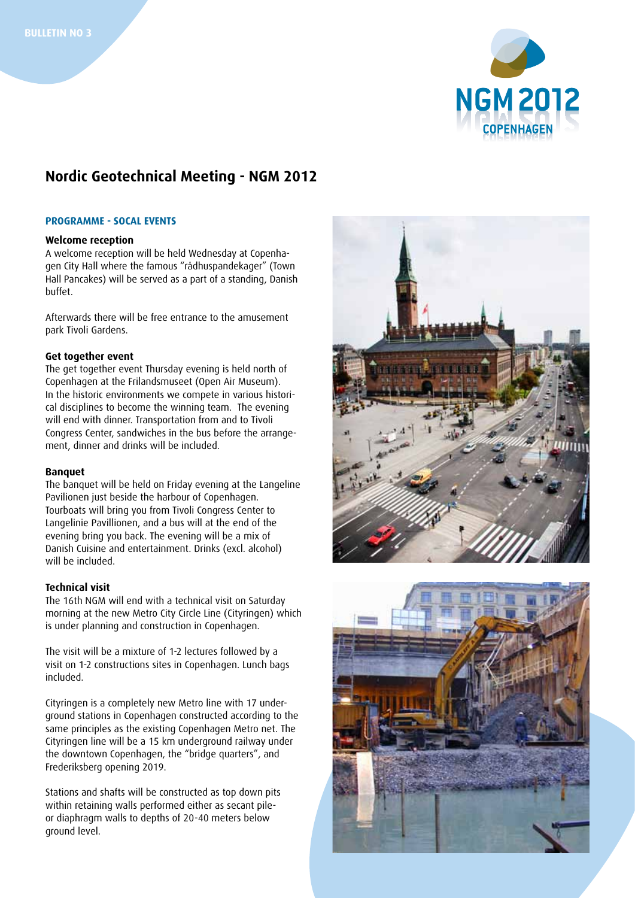# Nordic Geotechnical Meeting - NGM 2012

### PROGRAMME - SOCAL EVENTS

**Welcome reception**

A welcome reception will be held Wednesday at Copenhagen City Hall where the famous "rådhuspandekager" (Town Hall Pancakes) will be served as a part of a standing, Danish buffet.

Afterwards there will be free entrance to the amusement park Tivoli Gardens.

**Get together event**

The get together event Thursday evening is held north of Copenhagen at the Frilandsmuseet (Open Air Museum). In the historic environments we compete in various historical disciplines to become the winning team. The evening will end with dinner. Transportation from and to Tivoli Congress Center, sandwiches in the bus before the arrangement, dinner and drinks will be included.

**Banquet**

The banquet will be held on Friday evening at the Langeline Pavilionen just beside the harbour of Copenhagen. Tourboats will bring you from Tivoli Congress Center to Langelinie Pavillionen, and a bus will at the end of the evening bring you back. The evening will be a mix of Danish Cuisine and entertainment. Drinks (excl. alcohol) will be included.

**Technical visit**

The 16th NGM will end with a technical visit on Saturday morning at the new Metro City Circle Line (Cityringen) which is under planning and construction in Copenhagen.

The visit will be a mixture of 1-2 lectures followed by a visit on 1-2 constructions sites in Copenhagen. Lunch bags included.

Cityringen is a completely new Metro line with 17 underground stations in Copenhagen constructed according to the same principles as the existing Copenhagen Metro net. The Cityringen line will be a 15 km underground railway under the downtown Copenhagen, the "bridge quarters", and Frederiksberg opening 2019.

Stations and shafts will be constructed as top down pits within retaining walls performed either as secant pile- or diaphragm walls to depths of 20-40 meters below ground level.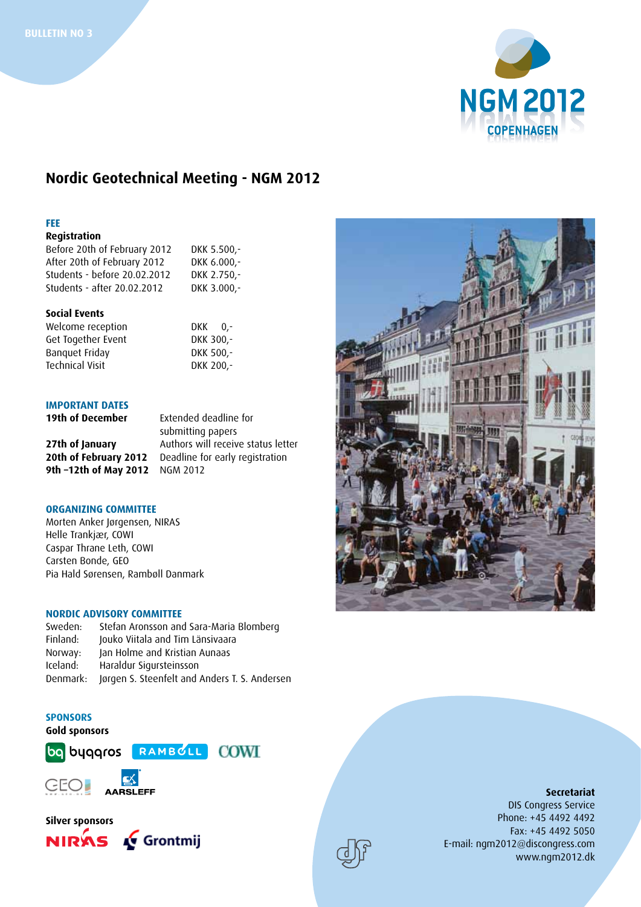BULLETIN NO 3

NGM 2012 COPENHAGEN

# Nordic Geotechnical Meeting - NGM 2012

## FEE

### Registration

| | |
|---|---|
| Before 20th of February 2012 | DKK 5.500,- |
| After 20th of February 2012 | DKK 6.000,- |
| Students - before 20.02.2012 | DKK 2.750,- |
| Students - after 20.02.2012 | DKK 3.000,- |

### Social Events

| | |
|---|---|
| Welcome reception | DKK 0,- |
| Get Together Event | DKK 300,- |
| Banquet Friday | DKK 500,- |
| Technical Visit | DKK 200,- |

## IMPORTANT DATES

| | |
|---|---|
| **19th of December** | Extended deadline for submitting papers |
| **27th of January** | Authors will receive status letter |
| **20th of February 2012** | Deadline for early registration |
| **9th –12th of May 2012** | NGM 2012 |

## ORGANIZING COMMITTEE

Morten Anker Jørgensen, NIRAS
Helle Trankjær, COWI
Caspar Thrane Leth, COWI
Carsten Bonde, GEO
Pia Hald Sørensen, Rambøll Danmark

## NORDIC ADVISORY COMMITTEE

| | |
|---|---|
| Sweden: | Stefan Aronsson and Sara-Maria Blomberg |
| Finland: | Jouko Viitala and Tim Länsivaara |
| Norway: | Jan Holme and Kristian Aunaas |
| Iceland: | Haraldur Sigursteinsson |
| Denmark: | Jørgen S. Steenfelt and Anders T. S. Andersen |

## SPONSORS

**Gold sponsors**

byggros, RAMBØLL, COWI, GEO, AARSLEFF

**Silver sponsors**

NIRAS, Grontmij

**Secretariat**
DIS Congress Service
Phone: +45 4492 4492
Fax: +45 4492 5050
E-mail: ngm2012@discongress.com
www.ngm2012.dk